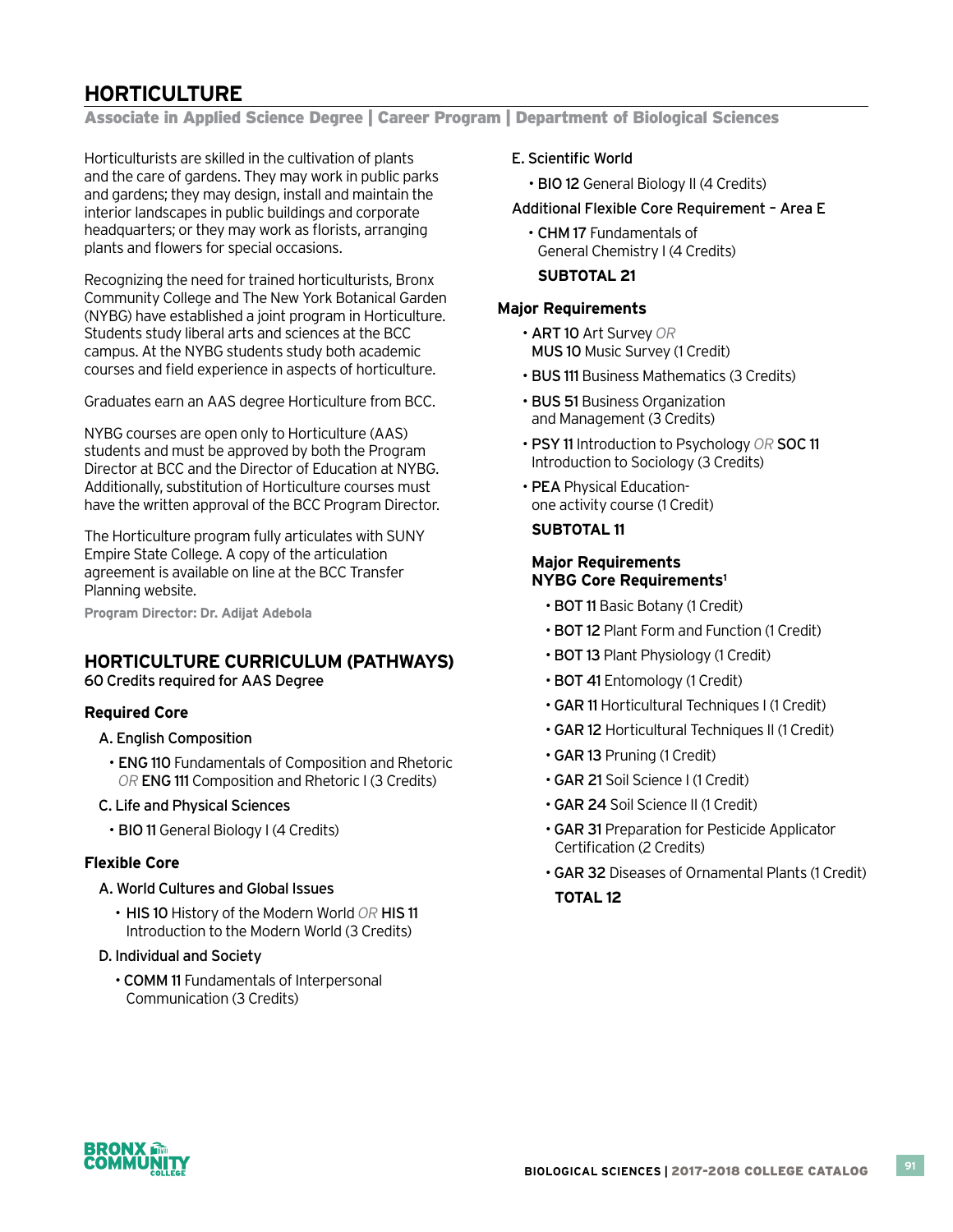# HORTICULTURE

**Associate in Applied Science Degree | Career Program | Department of Biological Sciences**

Horticulturists are skilled in the cultivation of plants and the care of gardens. They may work in public parks and gardens; they may design, install and maintain the interior landscapes in public buildings and corporate headquarters; or they may work as florists, arranging plants and flowers for special occasions.

Recognizing the need for trained horticulturists, Bronx Community College and The New York Botanical Garden (NYBG) have established a joint program in Horticulture. Students study liberal arts and sciences at the BCC campus. At the NYBG students study both academic courses and field experience in aspects of horticulture.

Graduates earn an AAS degree Horticulture from BCC.

NYBG courses are open only to Horticulture (AAS) students and must be approved by both the Program Director at BCC and the Director of Education at NYBG. Additionally, substitution of Horticulture courses must have the written approval of the BCC Program Director.

The Horticulture program fully articulates with SUNY Empire State College. A copy of the articulation agreement is available on line at the BCC Transfer Planning website.

**Program Director: Dr. Adijat Adebola**

## HORTICULTURE CURRICULUM (PATHWAYS)

60 Credits required for AAS Degree

### Required Core

A. English Composition

- **ENG 110** Fundamentals of Composition and Rhetoric *OR* **ENG 111** Composition and Rhetoric I (3 Credits)

C. Life and Physical Sciences

- **BIO 11** General Biology I (4 Credits)

### Flexible Core

A. World Cultures and Global Issues

- **HIS 10** History of the Modern World *OR* **HIS 11** Introduction to the Modern World (3 Credits)

D. Individual and Society

- **COMM 11** Fundamentals of Interpersonal Communication (3 Credits)

E. Scientific World

- **BIO 12** General Biology II (4 Credits)

Additional Flexible Core Requirement – Area E

- **CHM 17** Fundamentals of General Chemistry I (4 Credits)

**SUBTOTAL 21**

### Major Requirements

- **ART 10** Art Survey *OR* **MUS 10** Music Survey (1 Credit)
- **BUS 111** Business Mathematics (3 Credits)
- **BUS 51** Business Organization and Management (3 Credits)
- **PSY 11** Introduction to Psychology *OR* **SOC 11** Introduction to Sociology (3 Credits)
- **PEA** Physical Education- one activity course (1 Credit)

**SUBTOTAL 11**

### Major Requirements NYBG Core Requirements[1]

- **BOT 11** Basic Botany (1 Credit)
- **BOT 12** Plant Form and Function (1 Credit)
- **BOT 13** Plant Physiology (1 Credit)
- **BOT 41** Entomology (1 Credit)
- **GAR 11** Horticultural Techniques I (1 Credit)
- **GAR 12** Horticultural Techniques II (1 Credit)
- **GAR 13** Pruning (1 Credit)
- **GAR 21** Soil Science I (1 Credit)
- **GAR 24** Soil Science II (1 Credit)
- **GAR 31** Preparation for Pesticide Applicator Certification (2 Credits)
- **GAR 32** Diseases of Ornamental Plants (1 Credit)

**TOTAL 12**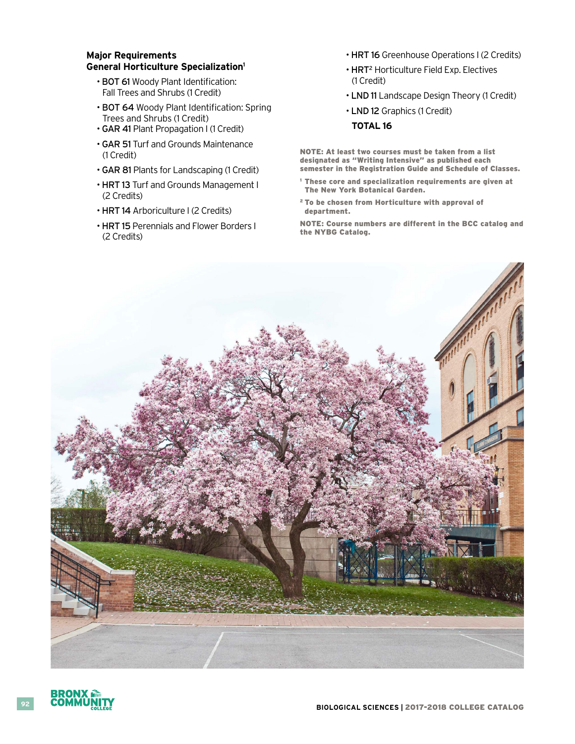**Major Requirements**
**General Horticulture Specialization[1]**

- **BOT 61** Woody Plant Identification: Fall Trees and Shrubs (1 Credit)
- **BOT 64** Woody Plant Identification: Spring Trees and Shrubs (1 Credit)
- **GAR 41** Plant Propagation I (1 Credit)
- **GAR 51** Turf and Grounds Maintenance (1 Credit)
- **GAR 81** Plants for Landscaping (1 Credit)
- **HRT 13** Turf and Grounds Management I (2 Credits)
- **HRT 14** Arboriculture I (2 Credits)
- **HRT 15** Perennials and Flower Borders I (2 Credits)
- **HRT 16** Greenhouse Operations I (2 Credits)
- **HRT[2]** Horticulture Field Exp. Electives (1 Credit)
- **LND 11** Landscape Design Theory (1 Credit)
- **LND 12** Graphics (1 Credit)

**TOTAL 16**

**NOTE: At least two courses must be taken from a list designated as "Writing Intensive" as published each semester in the Registration Guide and Schedule of Classes.**

**[1] These core and specialization requirements are given at The New York Botanical Garden.**

**[2] To be chosen from Horticulture with approval of department.**

**NOTE: Course numbers are different in the BCC catalog and the NYBG Catalog.**